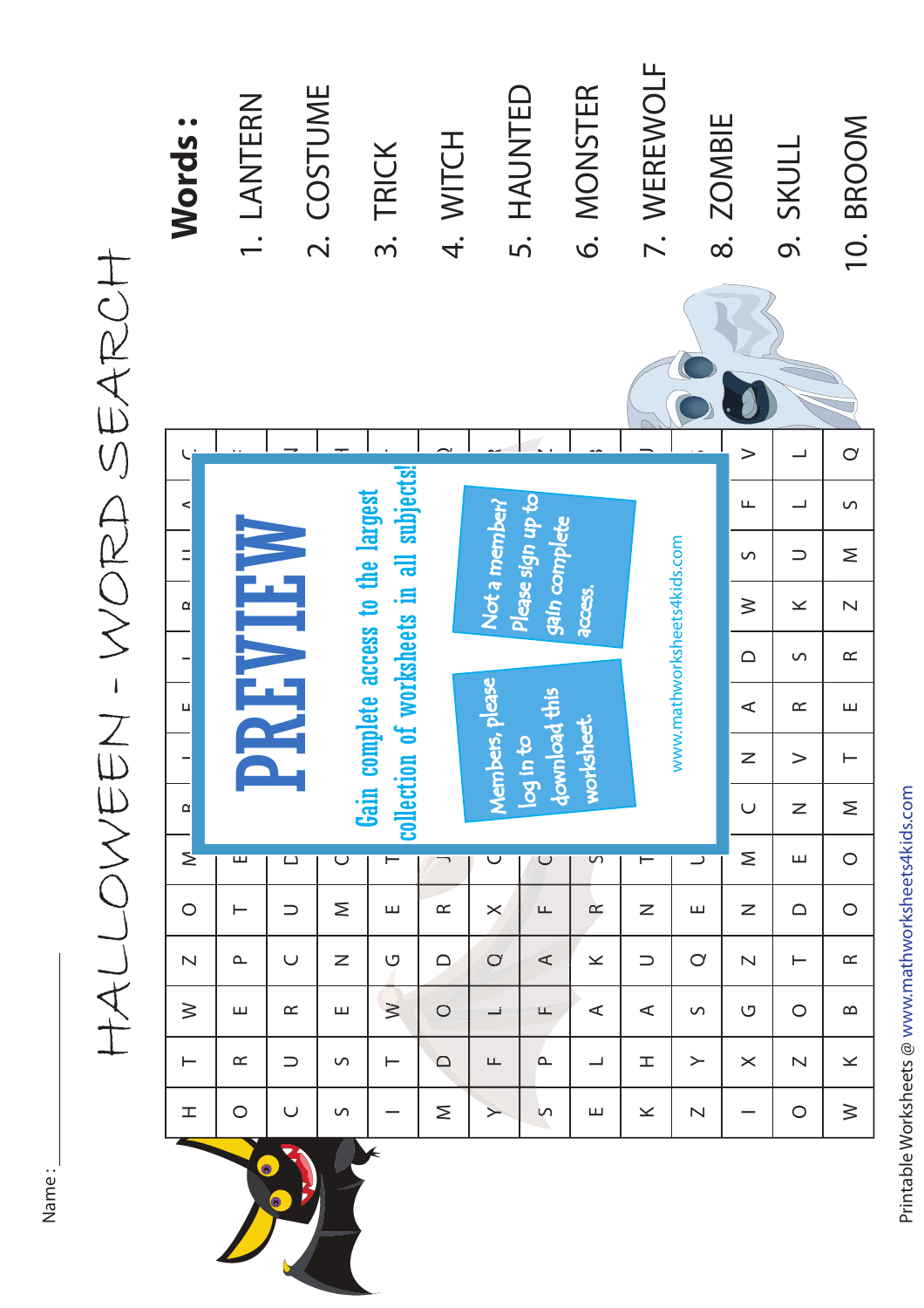Name : ____________

# HALLOWEEN - WORD SEARCH

| | | | | | | | | | | | | | |
|---|---|---|---|---|---|---|---|---|---|---|---|---|---|
| H | T | W | Z | O | M | | | | | | | | |
| O | R | E | P | T | E | | | | | | | | |
| C | U | R | C | U | D | | | | | | | | |
| S | S | E | N | M | C | | | | | | | | |
| I | T | W | G | E | T | | | | | | | | |
| M | D | O | D | R | J | | | | | | | | |
| Y | F | L | Q | X | C | | | | | | | | |
| S | P | F | A | F | C | | | | | | | | |
| E | L | A | K | R | S | | | | | | | | |
| K | H | A | U | N | T | | | | | | | | |
| Z | Y | S | Q | E | U | | | | | | | | |
| I | X | G | Z | N | M | C | Z | A | D | W | S | F | V |
| O | Z | O | T | D | E | N | V | R | S | K | U | L | L |
| W | K | B | R | O | O | M | T | E | R | Z | M | S | Q |

**PREVIEW**

Gain complete access to the largest collection of worksheets in all subjects!

Members, please log in to download this worksheet.

Not a member? Please sign up to gain complete access.

www.mathworksheets4kids.com

## Words :

1. LANTERN
2. COSTUME
3. TRICK
4. WITCH
5. HAUNTED
6. MONSTER
7. WEREWOLF
8. ZOMBIE
9. SKULL
10. BROOM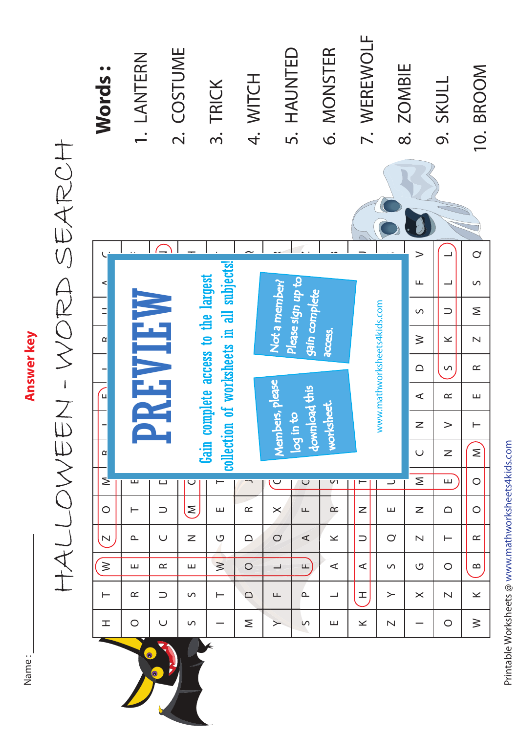Name: ____________

**Answer key**

# HALLOWEEN - WORD SEARCH

| | | | | | | | | | | | | | |
|---|---|---|---|---|---|---|---|---|---|---|---|---|---|
| H | T | W | Z | O | M | | | | | | | | |
| O | R | E | P | T | E | | | | | | | | |
| C | U | R | C | U | D | | | | | | | | |
| S | S | E | N | M | C | | | | | | | | |
| I | T | W | G | E | T | | | | | | | | |
| M | D | O | D | R | J | | | | | | | | |
| Y | F | L | Q | X | C | | | | | | | | |
| S | P | F | A | F | C | | | | | | | | |
| E | L | A | K | R | S | | | | | | | | |
| K | H | A | U | N | T | | | | | | | | |
| Z | Y | S | Q | E | U | | | | | | | | |
| I | X | G | Z | N | M | C | N | A | D | W | S | F | V |
| O | Z | O | T | D | E | N | V | R | S | K | U | L | L |
| W | K | B | R | O | O | M | T | E | R | Z | M | S | Q |

**PREVIEW**

Gain complete access to the largest collection of worksheets in all subjects!

Members, please log in to download this worksheet.

Not a member? Please sign up to gain complete access.

www.mathworksheets4kids.com

## Words :

1. LANTERN
2. COSTUME
3. TRICK
4. WITCH
5. HAUNTED
6. MONSTER
7. WEREWOLF
8. ZOMBIE
9. SKULL
10. BROOM